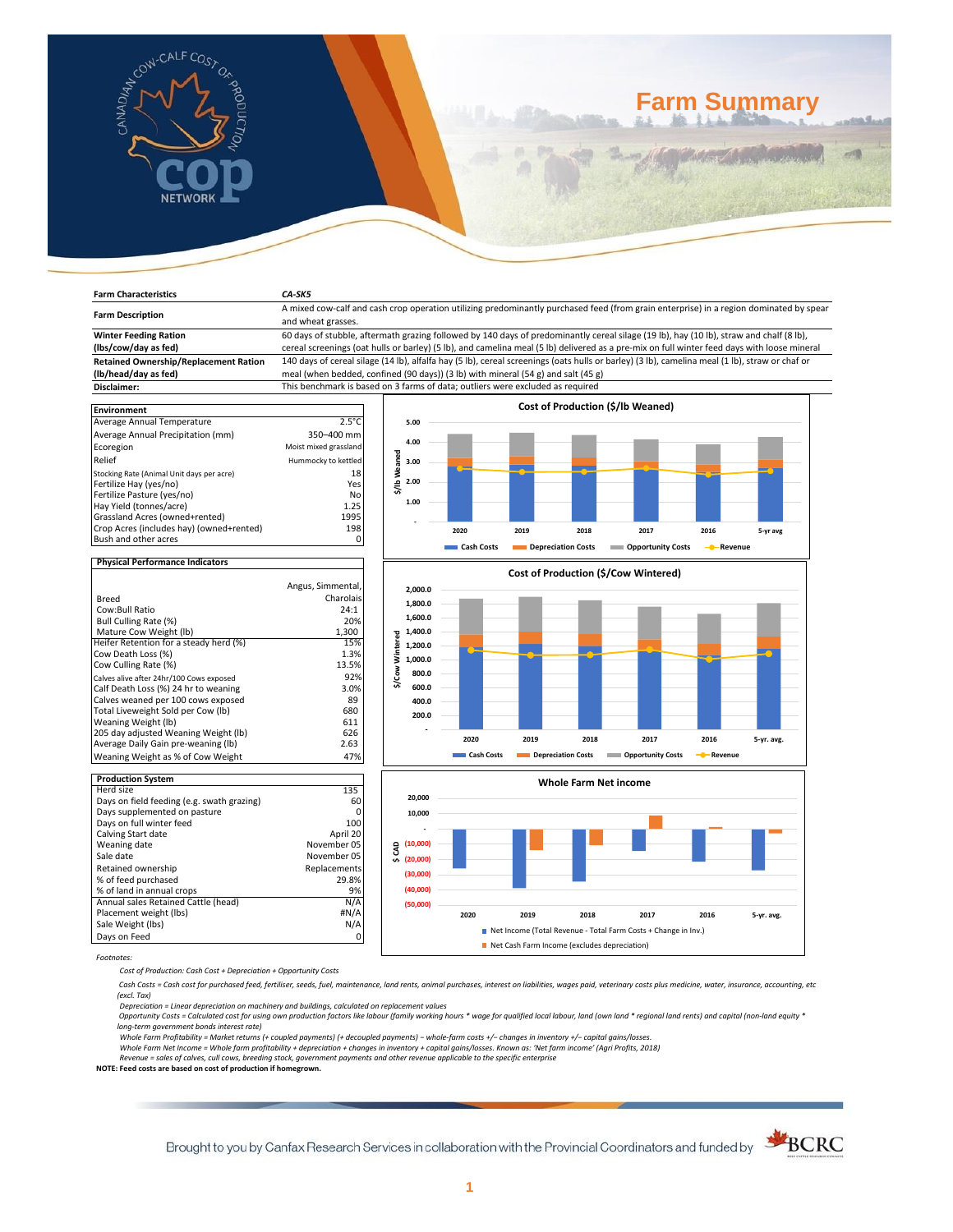# Farm Summary

| Farm Characteristics | CA-SK5 |
|---|---|
| Farm Description | A mixed cow-calf and cash crop operation utilizing predominantly purchased feed (from grain enterprise) in a region dominated by spear and wheat grasses. |
| Winter Feeding Ration (lbs/cow/day as fed) | 60 days of stubble, aftermath grazing followed by 140 days of predominantly cereal silage (19 lb), hay (10 lb), straw and chalf (8 lb), cereal screenings (oat hulls or barley) (5 lb), and camelina meal (5 lb) delivered as a pre-mix on full winter feed days with loose mineral |
| Retained Ownership/Replacement Ration (lb/head/day as fed) | 140 days of cereal silage (14 lb), alfalfa hay (5 lb), cereal screenings (oats hulls or barley) (3 lb), camelina meal (1 lb), straw or chaf or meal (when bedded, confined (90 days)) (3 lb) with mineral (54 g) and salt (45 g) |
| Disclaimer: | This benchmark is based on 3 farms of data; outliers were excluded as required |

| Environment | |
|---|---|
| Average Annual Temperature | 2.5°C |
| Average Annual Precipitation (mm) | 350–400 mm |
| Ecoregion | Moist mixed grassland |
| Relief | Hummocky to kettled |
| Stocking Rate (Animal Unit days per acre) | 18 |
| Fertilize Hay (yes/no) | Yes |
| Fertilize Pasture (yes/no) | No |
| Hay Yield (tonnes/acre) | 1.25 |
| Grassland Acres (owned+rented) | 1995 |
| Crop Acres (includes hay) (owned+rented) | 198 |
| Bush and other acres | 0 |

| Physical Performance Indicators | |
|---|---|
| Breed | Angus, Simmental, Charolais |
| Cow:Bull Ratio | 24:1 |
| Bull Culling Rate (%) | 20% |
| Mature Cow Weight (lb) | 1,300 |
| Heifer Retention for a steady herd (%) | 15% |
| Cow Death Loss (%) | 1.3% |
| Cow Culling Rate (%) | 13.5% |
| Calves alive after 24hr/100 Cows exposed | 92% |
| Calf Death Loss (%) 24 hr to weaning | 3.0% |
| Calves weaned per 100 cows exposed | 89 |
| Total Liveweight Sold per Cow (lb) | 680 |
| Weaning Weight (lb) | 611 |
| 205 day adjusted Weaning Weight (lb) | 626 |
| Average Daily Gain pre-weaning (lb) | 2.63 |
| Weaning Weight as % of Cow Weight | 47% |

| Production System | |
|---|---|
| Herd size | 135 |
| Days on field feeding (e.g. swath grazing) | 60 |
| Days supplemented on pasture | 0 |
| Days on full winter feed | 100 |
| Calving Start date | April 20 |
| Weaning date | November 05 |
| Sale date | November 05 |
| Retained ownership | Replacements |
| % of feed purchased | 29.8% |
| % of land in annual crops | 9% |
| Annual sales Retained Cattle (head) | N/A |
| Placement weight (lbs) | #N/A |
| Sale Weight (lbs) | N/A |
| Days on Feed | 0 |

Cost of Production ($/lb Weaned)

Cost of Production ($/Cow Wintered)

Whole Farm Net income

*Footnotes:*

*Cost of Production: Cash Cost + Depreciation + Opportunity Costs*

*Cash Costs = Cash cost for purchased feed, fertiliser, seeds, fuel, maintenance, land rents, animal purchases, interest on liabilities, wages paid, veterinary costs plus medicine, water, insurance, accounting, etc (excl. Tax)*

*Depreciation = Linear depreciation on machinery and buildings, calculated on replacement values*

*Opportunity Costs = Calculated cost for using own production factors like labour (family working hours * wage for qualified local labour, land (own land * regional land rents) and capital (non-land equity * long-term government bonds interest rate)*

*Whole Farm Profitability = Market returns (+ coupled payments) (+ decoupled payments) – whole-farm costs +/– changes in inventory +/– capital gains/losses.*

*Whole Farm Net Income = Whole farm profitability + depreciation + changes in inventory + capital gains/losses. Known as: 'Net farm income' (Agri Profits, 2018)*

*Revenue = sales of calves, cull cows, breeding stock, government payments and other revenue applicable to the specific enterprise*

**NOTE: Feed costs are based on cost of production if homegrown.**

Brought to you by Canfax Research Services in collaboration with the Provincial Coordinators and funded by BCRC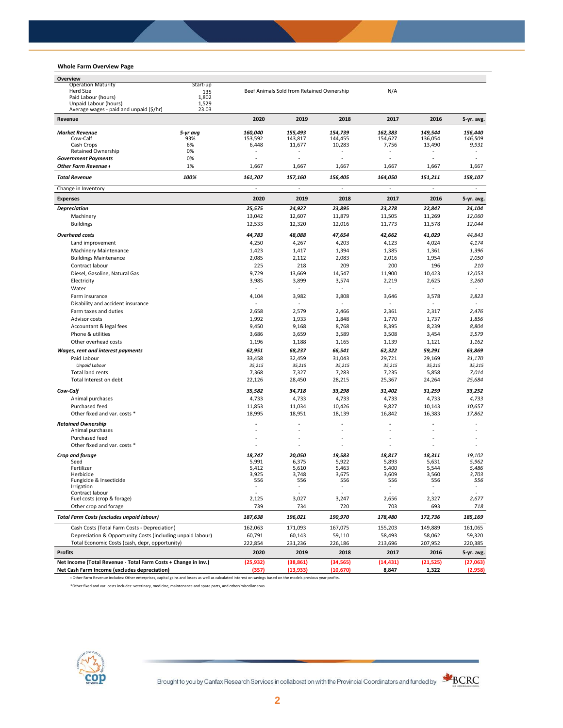## Whole Farm Overview Page

| Overview | | | | | | | |
|---|---|---|---|---|---|---|---|
| Operation Maturity | Start-up | | | | | | |
| Herd Size | 135 | Beef Animals Sold from Retained Ownership | | | N/A | | |
| Paid Labour (hours) | 1,802 | | | | | | |
| Unpaid Labour (hours) | 1,529 | | | | | | |
| Average wages - paid and unpaid ($/hr) | 23.03 | | | | | | |
| **Revenue** | | **2020** | **2019** | **2018** | **2017** | **2016** | **5-yr. avg.** |
| ***Market Revenue*** | ***5-yr avg*** | ***160,040*** | ***155,493*** | ***154,739*** | ***162,383*** | ***149,544*** | ***156,440*** |
| Cow-Calf | 93% | 153,592 | 143,817 | 144,455 | 154,627 | 136,054 | *146,509* |
| Cash Crops | 6% | 6,448 | 11,677 | 10,283 | 7,756 | 13,490 | *9,931* |
| Retained Ownership | 0% | - | - | - | - | - | - |
| ***Government Payments*** | 0% | - | - | - | - | - | - |
| ***Other Farm Revenue ɫ*** | 1% | 1,667 | 1,667 | 1,667 | 1,667 | 1,667 | 1,667 |
| ***Total Revenue*** | ***100%*** | ***161,707*** | ***157,160*** | ***156,405*** | ***164,050*** | ***151,211*** | ***158,107*** |
| Change in Inventory | | - | - | - | - | - | - |
| **Expenses** | | **2020** | **2019** | **2018** | **2017** | **2016** | **5-yr. avg.** |
| ***Depreciation*** | | ***25,575*** | ***24,927*** | ***23,895*** | ***23,278*** | ***22,847*** | ***24,104*** |
| Machinery | | 13,042 | 12,607 | 11,879 | 11,505 | 11,269 | *12,060* |
| Buildings | | 12,533 | 12,320 | 12,016 | 11,773 | 11,578 | *12,044* |
| ***Overhead costs*** | | ***44,783*** | ***48,088*** | ***47,654*** | ***42,662*** | ***41,029*** | ***44,843*** |
| Land improvement | | 4,250 | 4,267 | 4,203 | 4,123 | 4,024 | *4,174* |
| Machinery Maintenance | | 1,423 | 1,417 | 1,394 | 1,385 | 1,361 | *1,396* |
| Buildings Maintenance | | 2,085 | 2,112 | 2,083 | 2,016 | 1,954 | *2,050* |
| Contract labour | | 225 | 218 | 209 | 200 | 196 | *210* |
| Diesel, Gasoline, Natural Gas | | 9,729 | 13,669 | 14,547 | 11,900 | 10,423 | *12,053* |
| Electricity | | 3,985 | 3,899 | 3,574 | 2,219 | 2,625 | *3,260* |
| Water | | - | - | - | - | - | - |
| Farm insurance | | 4,104 | 3,982 | 3,808 | 3,646 | 3,578 | *3,823* |
| Disability and accident insurance | | - | - | - | - | - | - |
| Farm taxes and duties | | 2,658 | 2,579 | 2,466 | 2,361 | 2,317 | *2,476* |
| Advisor costs | | 1,992 | 1,933 | 1,848 | 1,770 | 1,737 | *1,856* |
| Accountant & legal fees | | 9,450 | 9,168 | 8,768 | 8,395 | 8,239 | *8,804* |
| Phone & utilities | | 3,686 | 3,659 | 3,589 | 3,508 | 3,454 | *3,579* |
| Other overhead costs | | 1,196 | 1,188 | 1,165 | 1,139 | 1,121 | *1,162* |
| ***Wages, rent and interest payments*** | | ***62,951*** | ***68,237*** | ***66,541*** | ***62,322*** | ***59,291*** | ***63,869*** |
| Paid Labour | | 33,458 | 32,459 | 31,043 | 29,721 | 29,169 | *31,170* |
| *Unpaid Labour* | | *35,215* | *35,215* | *35,215* | *35,215* | *35,215* | *35,215* |
| Total land rents | | 7,368 | 7,327 | 7,283 | 7,235 | 5,858 | *7,014* |
| Total Interest on debt | | 22,126 | 28,450 | 28,215 | 25,367 | 24,264 | *25,684* |
| ***Cow-Calf*** | | ***35,582*** | ***34,718*** | ***33,298*** | ***31,402*** | ***31,259*** | ***33,252*** |
| Animal purchases | | 4,733 | 4,733 | 4,733 | 4,733 | 4,733 | *4,733* |
| Purchased feed | | 11,853 | 11,034 | 10,426 | 9,827 | 10,143 | *10,657* |
| Other fixed and var. costs * | | 18,995 | 18,951 | 18,139 | 16,842 | 16,383 | *17,862* |
| ***Retained Ownership*** | | - | - | - | - | - | - |
| Animal purchases | | - | - | - | - | - | - |
| Purchased feed | | - | - | - | - | - | - |
| Other fixed and var. costs * | | - | - | - | - | - | - |
| ***Crop and forage*** | | ***18,747*** | ***20,050*** | ***19,583*** | ***18,817*** | ***18,311*** | ***19,102*** |
| Seed | | 5,991 | 6,375 | 5,922 | 5,893 | 5,631 | *5,962* |
| Fertilizer | | 5,412 | 5,610 | 5,463 | 5,400 | 5,544 | *5,486* |
| Herbicide | | 3,925 | 3,748 | 3,675 | 3,609 | 3,560 | *3,703* |
| Fungicide & Insecticide | | 556 | 556 | 556 | 556 | 556 | *556* |
| Irrigation | | - | - | - | - | - | - |
| Contract labour | | - | - | - | - | - | - |
| Fuel costs (crop & forage) | | 2,125 | 3,027 | 3,247 | 2,656 | 2,327 | *2,677* |
| Other crop and forage | | 739 | 734 | 720 | 703 | 693 | *718* |
| ***Total Farm Costs (excludes unpaid labour)*** | | ***187,638*** | ***196,021*** | ***190,970*** | ***178,480*** | ***172,736*** | ***185,169*** |
| Cash Costs (Total Farm Costs - Depreciation) | | 162,063 | 171,093 | 167,075 | 155,203 | 149,889 | 161,065 |
| Depreciation & Opportunity Costs (including unpaid labour) | | 60,791 | 60,143 | 59,110 | 58,493 | 58,062 | 59,320 |
| Total Economic Costs (cash, depr, opportunity) | | 222,854 | 231,236 | 226,186 | 213,696 | 207,952 | 220,385 |
| **Profits** | | **2020** | **2019** | **2018** | **2017** | **2016** | **5-yr. avg.** |
| **Net Income (Total Revenue - Total Farm Costs + Change in Inv.)** | | **(25,932)** | **(38,861)** | **(34,565)** | **(14,431)** | **(21,525)** | **(27,063)** |
| **Net Cash Farm Income (excludes depreciation)** | | **(357)** | **(13,933)** | **(10,670)** | **8,847** | **1,322** | **(2,958)** |

ɫ Other Farm Revenue includes: Other enterprises, capital gains and losses as well as calculated interest on savings based on the models previous year profits.

*Other fixed and var. costs includes: veterinary, medicine, maintenance and spare parts, and other/miscellaneous

Brought to you by Canfax Research Services in collaboration with the Provincial Coordinators and funded by BCRC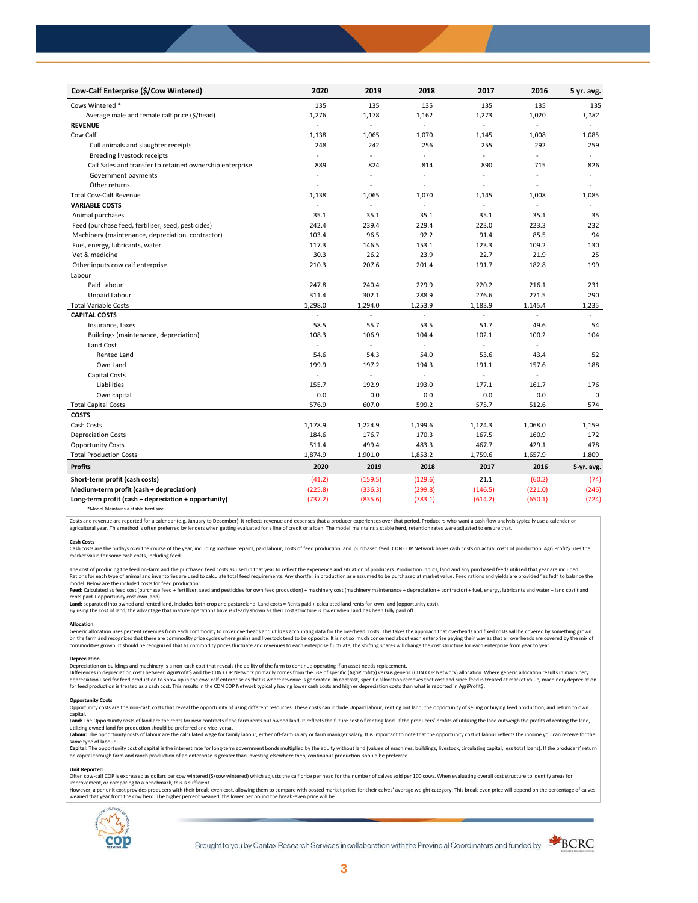| Cow-Calf Enterprise ($/Cow Wintered) | 2020 | 2019 | 2018 | 2017 | 2016 | 5 yr. avg. |
|---|---|---|---|---|---|---|
| Cows Wintered * | 135 | 135 | 135 | 135 | 135 | 135 |
| Average male and female calf price ($/head) | 1,276 | 1,178 | 1,162 | 1,273 | 1,020 | *1,182* |
| **REVENUE** | - | - | - | - | - | - |
| Cow Calf | 1,138 | 1,065 | 1,070 | 1,145 | 1,008 | 1,085 |
| Cull animals and slaughter receipts | 248 | 242 | 256 | 255 | 292 | 259 |
| Breeding livestock receipts | - | - | - | - | - | - |
| Calf Sales and transfer to retained ownership enterprise | 889 | 824 | 814 | 890 | 715 | 826 |
| Government payments | - | - | - | - | - | - |
| Other returns | - | - | - | - | - | - |
| Total Cow-Calf Revenue | 1,138 | 1,065 | 1,070 | 1,145 | 1,008 | 1,085 |
| **VARIABLE COSTS** | - | - | - | - | - | - |
| Animal purchases | 35.1 | 35.1 | 35.1 | 35.1 | 35.1 | 35 |
| Feed (purchase feed, fertiliser, seed, pesticides) | 242.4 | 239.4 | 229.4 | 223.0 | 223.3 | 232 |
| Machinery (maintenance, depreciation, contractor) | 103.4 | 96.5 | 92.2 | 91.4 | 85.5 | 94 |
| Fuel, energy, lubricants, water | 117.3 | 146.5 | 153.1 | 123.3 | 109.2 | 130 |
| Vet & medicine | 30.3 | 26.2 | 23.9 | 22.7 | 21.9 | 25 |
| Other inputs cow calf enterprise | 210.3 | 207.6 | 201.4 | 191.7 | 182.8 | 199 |
| Labour | | | | | | |
| Paid Labour | 247.8 | 240.4 | 229.9 | 220.2 | 216.1 | 231 |
| Unpaid Labour | 311.4 | 302.1 | 288.9 | 276.6 | 271.5 | 290 |
| Total Variable Costs | 1,298.0 | 1,294.0 | 1,253.9 | 1,183.9 | 1,145.4 | 1,235 |
| **CAPITAL COSTS** | - | - | - | - | - | - |
| Insurance, taxes | 58.5 | 55.7 | 53.5 | 51.7 | 49.6 | 54 |
| Buildings (maintenance, depreciation) | 108.3 | 106.9 | 104.4 | 102.1 | 100.2 | 104 |
| Land Cost | - | - | - | - | - | |
| Rented Land | 54.6 | 54.3 | 54.0 | 53.6 | 43.4 | 52 |
| Own Land | 199.9 | 197.2 | 194.3 | 191.1 | 157.6 | 188 |
| Capital Costs | - | - | - | - | - | |
| Liabilities | 155.7 | 192.9 | 193.0 | 177.1 | 161.7 | 176 |
| Own capital | 0.0 | 0.0 | 0.0 | 0.0 | 0.0 | 0 |
| Total Capital Costs | 576.9 | 607.0 | 599.2 | 575.7 | 512.6 | 574 |
| **COSTS** | | | | | | |
| Cash Costs | 1,178.9 | 1,224.9 | 1,199.6 | 1,124.3 | 1,068.0 | 1,159 |
| Depreciation Costs | 184.6 | 176.7 | 170.3 | 167.5 | 160.9 | 172 |
| Opportunity Costs | 511.4 | 499.4 | 483.3 | 467.7 | 429.1 | 478 |
| Total Production Costs | 1,874.9 | 1,901.0 | 1,853.2 | 1,759.6 | 1,657.9 | 1,809 |
| **Profits** | **2020** | **2019** | **2018** | **2017** | **2016** | **5-yr. avg.** |
| **Short-term profit (cash costs)** | (41.2) | (159.5) | (129.6) | 21.1 | (60.2) | (74) |
| **Medium-term profit (cash + depreciation)** | (225.8) | (336.3) | (299.8) | (146.5) | (221.0) | (246) |
| **Long-term profit (cash + depreciation + opportunity)** | (737.2) | (835.6) | (783.1) | (614.2) | (650.1) | (724) |

*Model Maintains a stable herd size

Costs and revenue are reported for a calendar (e.g. January to December). It reflects revenue and expenses that a producer experiences over that period. Producers who want a cash flow analysis typically use a calendar or agricultural year. This method is often preferred by lenders when getting evaluated for a line of credit or a loan. The model maintains a stable herd, retention rates were adjusted to ensure that.

**Cash Costs**

Cash costs are the outlays over the course of the year, including machine repairs, paid labour, costs of feed production, and purchased feed. CDN COP Network bases cash costs on actual costs of production. Agri Profit$ uses the market value for some cash costs, including feed.

The cost of producing the feed on-farm and the purchased feed costs as used in that year to reflect the experience and situation of producers. Production inputs, land and any purchased feeds utilized that year are included. Rations for each type of animal and inventories are used to calculate total feed requirements. Any shortfall in production are assumed to be purchased at market value. Feed rations and yields are provided "as fed" to balance the model. Below are the included costs for feed production:

**Feed:** Calculated as feed cost (purchase feed + fertilizer, seed and pesticides for own feed production) + machinery cost (machinery maintenance + depreciation + contractor) + fuel, energy, lubricants and water + land cost (land rents paid + opportunity cost own land)

**Land:** separated into owned and rented land, includes both crop and pastureland. Land costs = Rents paid + calculated land rents for own land (opportunity cost).

By using the cost of land, the advantage that mature operations have is clearly shown as their cost structure is lower when land has been fully paid off.

**Allocation**

Generic allocation uses percent revenues from each commodity to cover overheads and utilizes accounting data for the overhead costs. This takes the approach that overheads and fixed costs will be covered by something grown on the farm and recognizes that there are commodity price cycles where grains and livestock tend to be opposite. It is not so much concerned about each enterprise paying their way as that all overheads are covered by the mix of commodities grown. It should be recognized that as commodity prices fluctuate and revenues to each enterprise fluctuate, the shifting shares will change the cost structure for each enterprise from year to year.

**Depreciation**

Depreciation on buildings and machinery is a non-cash cost that reveals the ability of the farm to continue operating if an asset needs replacement.

Differences in depreciation costs between AgriProfit$ and the CDN COP Network primarily comes from the use of specific (AgriP rofit$) versus generic (CDN COP Network) allocation. Where generic allocation results in machinery depreciation used for feed production to show up in the cow-calf enterprise as that is where revenue is generated. In contrast, specific allocation removes that cost and since feed is treated at market value, machinery depreciation for feed production is treated as a cash cost. This results in the CDN COP Network typically having lower cash costs and higher depreciation costs than what is reported in AgriProfit$.

**Opportunity Costs**

Opportunity costs are the non-cash costs that reveal the opportunity of using different resources. These costs can include Unpaid labour, renting out land, the opportunity of selling or buying feed production, and return to own capital.

**Land:** The Opportunity costs of land are the rents for new contracts if the farm rents out owned land. It reflects the future cost of renting land. If the producers' profits of utilizing the land outweigh the profits of renting the land, utilizing owned land for production should be preferred and vice-versa.

**Labour:** The opportunity costs of labour are the calculated wage for family labour, either off-farm salary or farm manager salary. It is important to note that the opportunity cost of labour reflects the income you can receive for the same type of labour.

**Capital:** The opportunity cost of capital is the interest rate for long-term government bonds multiplied by the equity without land (values of machines, buildings, livestock, circulating capital, less total loans). If the producers' return on capital through farm and ranch production of an enterprise is greater than investing elsewhere then, continuous production should be preferred.

**Unit Reported**

Often cow-calf COP is expressed as dollars per cow wintered ($/cow wintered) which adjusts the calf price per head for the number of calves sold per 100 cows. When evaluating overall cost structure to identify areas for improvement, or comparing to a benchmark, this is sufficient.

However, a per unit cost provides producers with their break-even cost, allowing them to compare with posted market prices for their calves' average weight category. This break-even price will depend on the percentage of calves weaned that year from the cow herd. The higher percent weaned, the lower per pound the break-even price will be.

Brought to you by Canfax Research Services in collaboration with the Provincial Coordinators and funded by BCRC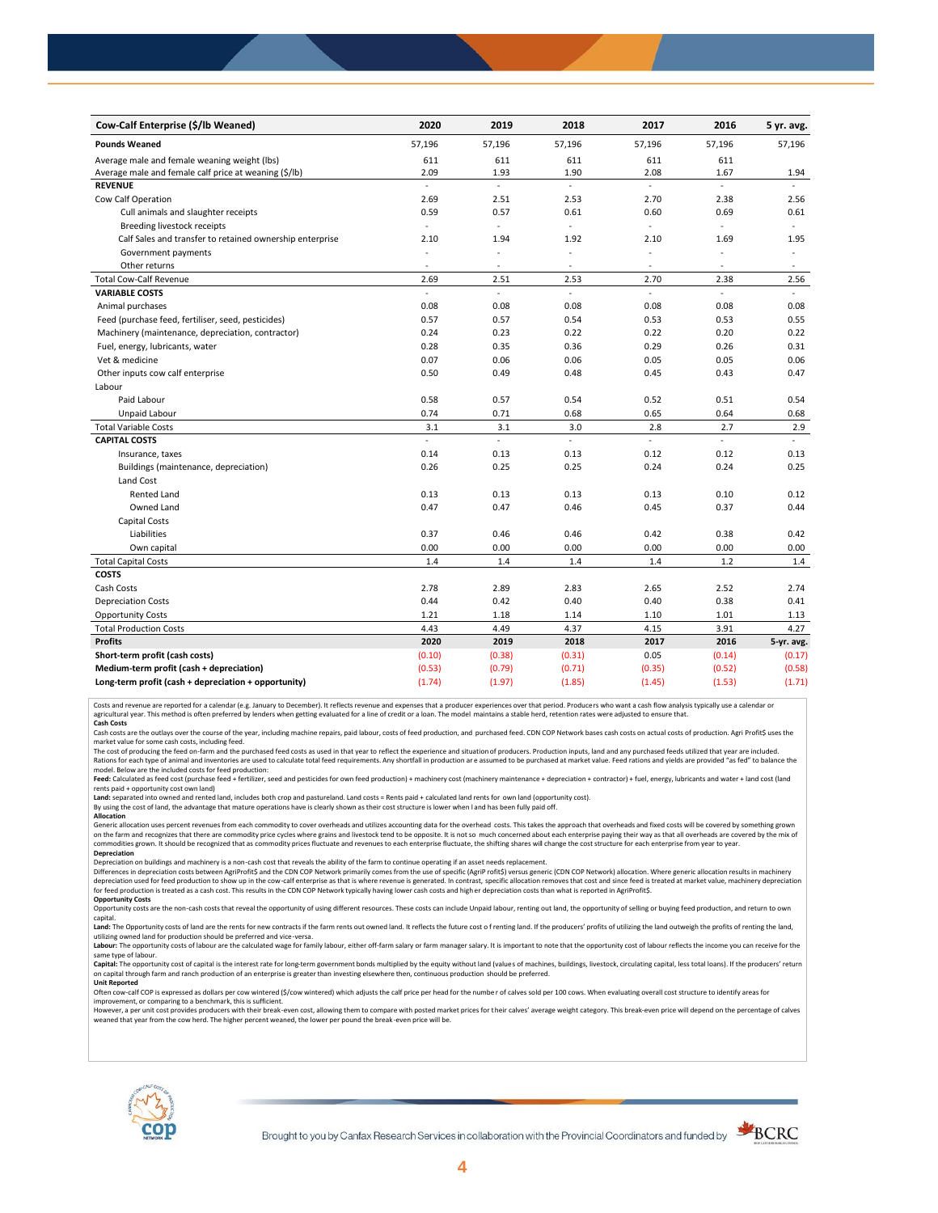| Cow-Calf Enterprise ($/lb Weaned) | 2020 | 2019 | 2018 | 2017 | 2016 | 5 yr. avg. |
|---|---|---|---|---|---|---|
| **Pounds Weaned** | 57,196 | 57,196 | 57,196 | 57,196 | 57,196 | 57,196 |
| Average male and female weaning weight (lbs) | 611 | 611 | 611 | 611 | 611 | |
| Average male and female calf price at weaning ($/lb) | 2.09 | 1.93 | 1.90 | 2.08 | 1.67 | 1.94 |
| **REVENUE** | - | - | - | - | - | - |
| Cow Calf Operation | 2.69 | 2.51 | 2.53 | 2.70 | 2.38 | 2.56 |
| Cull animals and slaughter receipts | 0.59 | 0.57 | 0.61 | 0.60 | 0.69 | 0.61 |
| Breeding livestock receipts | - | - | - | - | - | - |
| Calf Sales and transfer to retained ownership enterprise | 2.10 | 1.94 | 1.92 | 2.10 | 1.69 | 1.95 |
| Government payments | - | - | - | - | - | - |
| Other returns | - | - | - | - | - | - |
| Total Cow-Calf Revenue | 2.69 | 2.51 | 2.53 | 2.70 | 2.38 | 2.56 |
| **VARIABLE COSTS** | - | - | - | - | - | - |
| Animal purchases | 0.08 | 0.08 | 0.08 | 0.08 | 0.08 | 0.08 |
| Feed (purchase feed, fertiliser, seed, pesticides) | 0.57 | 0.57 | 0.54 | 0.53 | 0.53 | 0.55 |
| Machinery (maintenance, depreciation, contractor) | 0.24 | 0.23 | 0.22 | 0.22 | 0.20 | 0.22 |
| Fuel, energy, lubricants, water | 0.28 | 0.35 | 0.36 | 0.29 | 0.26 | 0.31 |
| Vet & medicine | 0.07 | 0.06 | 0.06 | 0.05 | 0.05 | 0.06 |
| Other inputs cow calf enterprise | 0.50 | 0.49 | 0.48 | 0.45 | 0.43 | 0.47 |
| Labour | | | | | | |
| Paid Labour | 0.58 | 0.57 | 0.54 | 0.52 | 0.51 | 0.54 |
| Unpaid Labour | 0.74 | 0.71 | 0.68 | 0.65 | 0.64 | 0.68 |
| Total Variable Costs | 3.1 | 3.1 | 3.0 | 2.8 | 2.7 | 2.9 |
| **CAPITAL COSTS** | - | - | - | - | - | - |
| Insurance, taxes | 0.14 | 0.13 | 0.13 | 0.12 | 0.12 | 0.13 |
| Buildings (maintenance, depreciation) | 0.26 | 0.25 | 0.25 | 0.24 | 0.24 | 0.25 |
| Land Cost | | | | | | |
| Rented Land | 0.13 | 0.13 | 0.13 | 0.13 | 0.10 | 0.12 |
| Owned Land | 0.47 | 0.47 | 0.46 | 0.45 | 0.37 | 0.44 |
| Capital Costs | | | | | | |
| Liabilities | 0.37 | 0.46 | 0.46 | 0.42 | 0.38 | 0.42 |
| Own capital | 0.00 | 0.00 | 0.00 | 0.00 | 0.00 | 0.00 |
| Total Capital Costs | 1.4 | 1.4 | 1.4 | 1.4 | 1.2 | 1.4 |
| **COSTS** | | | | | | |
| Cash Costs | 2.78 | 2.89 | 2.83 | 2.65 | 2.52 | 2.74 |
| Depreciation Costs | 0.44 | 0.42 | 0.40 | 0.40 | 0.38 | 0.41 |
| Opportunity Costs | 1.21 | 1.18 | 1.14 | 1.10 | 1.01 | 1.13 |
| Total Production Costs | 4.43 | 4.49 | 4.37 | 4.15 | 3.91 | 4.27 |
| **Profits** | **2020** | **2019** | **2018** | **2017** | **2016** | **5-yr. avg.** |
| **Short-term profit (cash costs)** | (0.10) | (0.38) | (0.31) | 0.05 | (0.14) | (0.17) |
| **Medium-term profit (cash + depreciation)** | (0.53) | (0.79) | (0.71) | (0.35) | (0.52) | (0.58) |
| **Long-term profit (cash + depreciation + opportunity)** | (1.74) | (1.97) | (1.85) | (1.45) | (1.53) | (1.71) |

Costs and revenue are reported for a calendar (e.g. January to December). It reflects revenue and expenses that a producer experiences over that period. Producers who want a cash flow analysis typically use a calendar or agricultural year. This method is often preferred by lenders when getting evaluated for a line of credit or a loan. The model maintains a stable herd, retention rates were adjusted to ensure that.

**Cash Costs**

Cash costs are the outlays over the course of the year, including machine repairs, paid labour, costs of feed production, and purchased feed. CDN COP Network bases cash costs on actual costs of production. Agri Profit$ uses the market value for some cash costs, including feed.

The cost of producing the feed on-farm and the purchased feed costs as used in that year to reflect the experience and situation of producers. Production inputs, land and any purchased feeds utilized that year are included. Rations for each type of animal and inventories are used to calculate total feed requirements. Any shortfall in production are assumed to be purchased at market value. Feed rations and yields are provided "as fed" to balance the model. Below are the included costs for feed production:

**Feed:** Calculated as feed cost (purchase feed + fertilizer, seed and pesticides for own feed production) + machinery cost (machinery maintenance + depreciation + contractor) + fuel, energy, lubricants and water + land cost (land rents paid + opportunity cost own land)

**Land:** separated into owned and rented land, includes both crop and pastureland. Land costs = Rents paid + calculated land rents for own land (opportunity cost).

By using the cost of land, the advantage that mature operations have is clearly shown as their cost structure is lower when land has been fully paid off.

**Allocation**

Generic allocation uses percent revenues from each commodity to cover overheads and utilizes accounting data for the overhead costs. This takes the approach that overheads and fixed costs will be covered by something grown on the farm and recognizes that there are commodity price cycles where grains and livestock tend to be opposite. It is not so much concerned about each enterprise paying their way as that all overheads are covered by the mix of commodities grown. It should be recognized that as commodity prices fluctuate and revenues to each enterprise fluctuate, the shifting shares will change the cost structure for each enterprise from year to year.

**Depreciation**

Depreciation on buildings and machinery is a non-cash cost that reveals the ability of the farm to continue operating if an asset needs replacement.

Differences in depreciation costs between AgriProfit$ and the CDN COP Network primarily comes from the use of specific (AgriP rofit$) versus generic (CDN COP Network) allocation. Where generic allocation results in machinery depreciation used for feed production to show up in the cow-calf enterprise as that is where revenue is generated. In contrast, specific allocation removes that cost and since feed is treated at market value, machinery depreciation for feed production is treated as a cash cost. This results in the CDN COP Network typically having lower cash costs and higher depreciation costs than what is reported in AgriProfit$.

**Opportunity Costs**

Opportunity costs are the non-cash costs that reveal the opportunity of using different resources. These costs can include Unpaid labour, renting out land, the opportunity of selling or buying feed production, and return to own capital.

**Land:** The Opportunity costs of land are the rents for new contracts if the farm rents out owned land. It reflects the future cost of renting land. If the producers' profits of utilizing the land outweigh the profits of renting the land, utilizing owned land for production should be preferred and vice-versa.

**Labour:** The opportunity costs of labour are the calculated wage for family labour, either off-farm salary or farm manager salary. It is important to note that the opportunity cost of labour reflects the income you can receive for the same type of labour.

**Capital:** The opportunity cost of capital is the interest rate for long-term government bonds multiplied by the equity without land (values of machines, buildings, livestock, circulating capital, less total loans). If the producers' return on capital through farm and ranch production of an enterprise is greater than investing elsewhere then, continuous production should be preferred.

**Unit Reported**

Often cow-calf COP is expressed as dollars per cow wintered ($/cow wintered) which adjusts the calf price per head for the number of calves sold per 100 cows. When evaluating overall cost structure to identify areas for improvement, or comparing to a benchmark, this is sufficient.

However, a per unit cost provides producers with their break-even cost, allowing them to compare with posted market prices for their calves' average weight category. This break-even price will depend on the percentage of calves weaned that year from the cow herd. The higher percent weaned, the lower per pound the break-even price will be.

Brought to you by Canfax Research Services in collaboration with the Provincial Coordinators and funded by BCRC